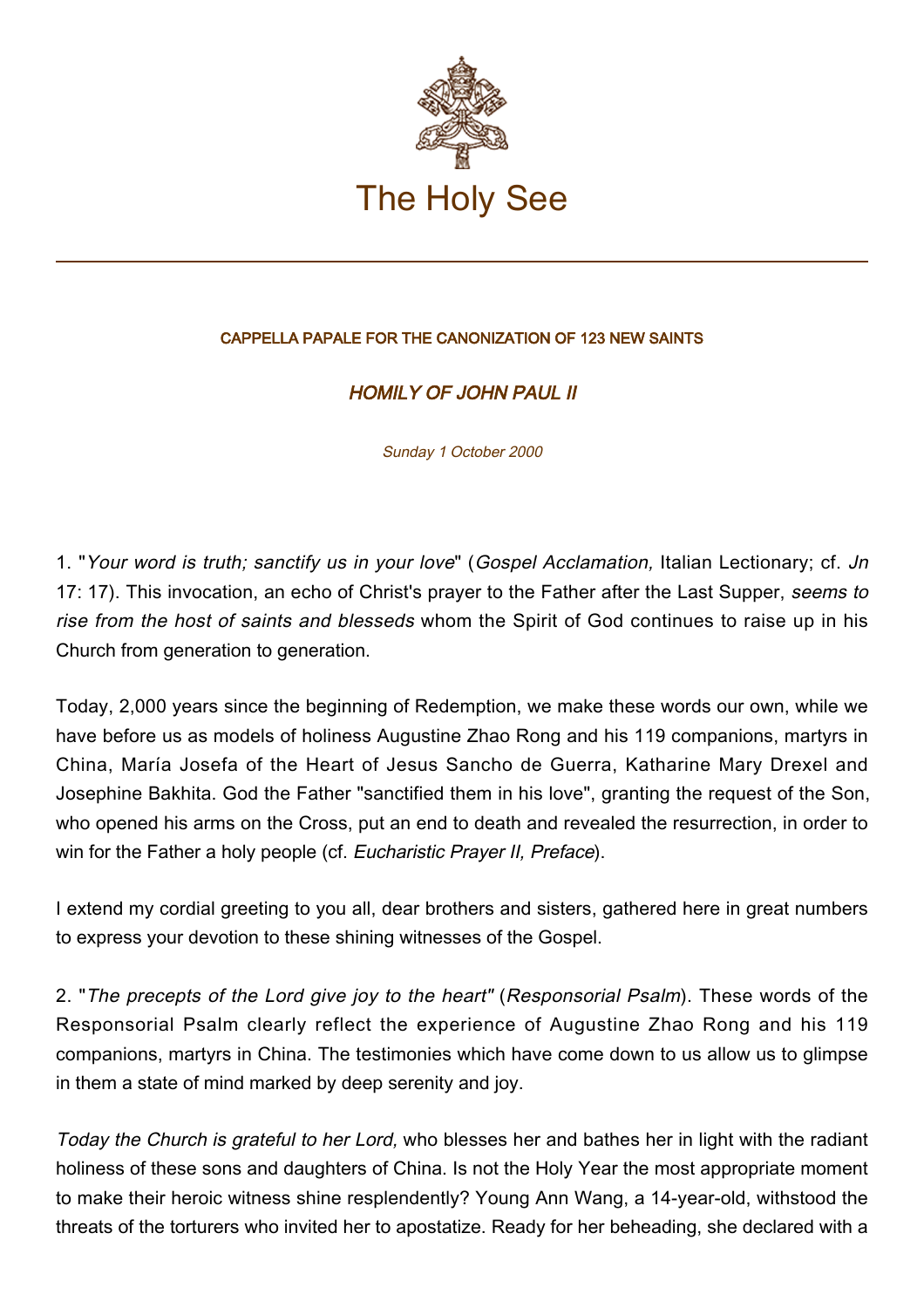# The Holy See

CAPPELLA PAPALE FOR THE CANONIZATION OF 123 NEW SAINTS

## *HOMILY OF JOHN PAUL II*

*Sunday 1 October 2000*

1. "*Your word is truth; sanctify us in your love*" (*Gospel Acclamation,* Italian Lectionary; cf. *Jn* 17: 17). This invocation, an echo of Christ's prayer to the Father after the Last Supper, *seems to rise from the host of saints and blesseds* whom the Spirit of God continues to raise up in his Church from generation to generation.

Today, 2,000 years since the beginning of Redemption, we make these words our own, while we have before us as models of holiness Augustine Zhao Rong and his 119 companions, martyrs in China, María Josefa of the Heart of Jesus Sancho de Guerra, Katharine Mary Drexel and Josephine Bakhita. God the Father "sanctified them in his love", granting the request of the Son, who opened his arms on the Cross, put an end to death and revealed the resurrection, in order to win for the Father a holy people (cf. *Eucharistic Prayer II, Preface*).

I extend my cordial greeting to you all, dear brothers and sisters, gathered here in great numbers to express your devotion to these shining witnesses of the Gospel.

2. "*The precepts of the Lord give joy to the heart"* (*Responsorial Psalm*). These words of the Responsorial Psalm clearly reflect the experience of Augustine Zhao Rong and his 119 companions, martyrs in China. The testimonies which have come down to us allow us to glimpse in them a state of mind marked by deep serenity and joy.

*Today the Church is grateful to her Lord,* who blesses her and bathes her in light with the radiant holiness of these sons and daughters of China. Is not the Holy Year the most appropriate moment to make their heroic witness shine resplendently? Young Ann Wang, a 14-year-old, withstood the threats of the torturers who invited her to apostatize. Ready for her beheading, she declared with a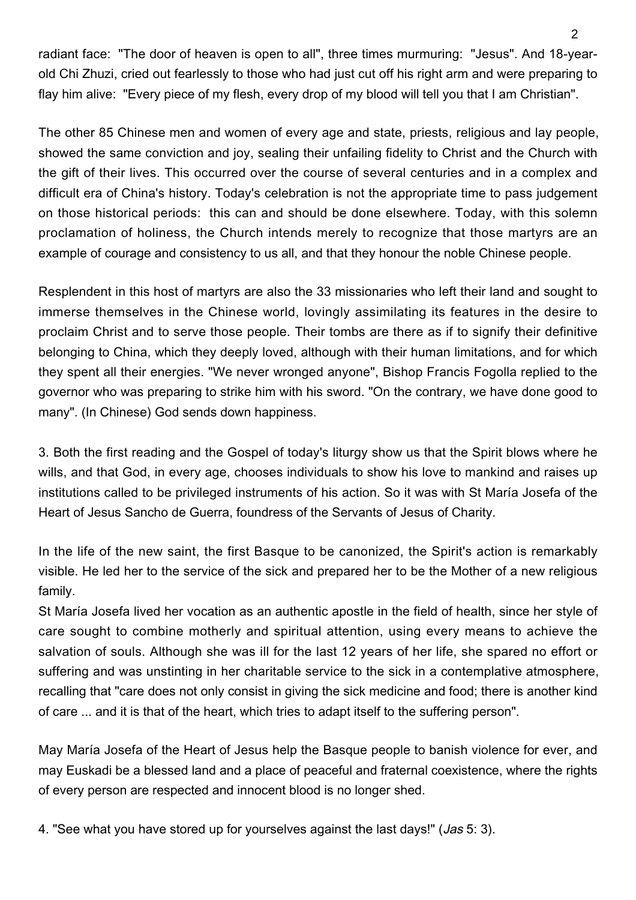radiant face: "The door of heaven is open to all", three times murmuring: "Jesus". And 18-year-old Chi Zhuzi, cried out fearlessly to those who had just cut off his right arm and were preparing to flay him alive: "Every piece of my flesh, every drop of my blood will tell you that I am Christian".

The other 85 Chinese men and women of every age and state, priests, religious and lay people, showed the same conviction and joy, sealing their unfailing fidelity to Christ and the Church with the gift of their lives. This occurred over the course of several centuries and in a complex and difficult era of China's history. Today's celebration is not the appropriate time to pass judgement on those historical periods: this can and should be done elsewhere. Today, with this solemn proclamation of holiness, the Church intends merely to recognize that those martyrs are an example of courage and consistency to us all, and that they honour the noble Chinese people.

Resplendent in this host of martyrs are also the 33 missionaries who left their land and sought to immerse themselves in the Chinese world, lovingly assimilating its features in the desire to proclaim Christ and to serve those people. Their tombs are there as if to signify their definitive belonging to China, which they deeply loved, although with their human limitations, and for which they spent all their energies. "We never wronged anyone", Bishop Francis Fogolla replied to the governor who was preparing to strike him with his sword. "On the contrary, we have done good to many". (In Chinese) God sends down happiness.

3. Both the first reading and the Gospel of today's liturgy show us that the Spirit blows where he wills, and that God, in every age, chooses individuals to show his love to mankind and raises up institutions called to be privileged instruments of his action. So it was with St María Josefa of the Heart of Jesus Sancho de Guerra, foundress of the Servants of Jesus of Charity.

In the life of the new saint, the first Basque to be canonized, the Spirit's action is remarkably visible. He led her to the service of the sick and prepared her to be the Mother of a new religious family.

St María Josefa lived her vocation as an authentic apostle in the field of health, since her style of care sought to combine motherly and spiritual attention, using every means to achieve the salvation of souls. Although she was ill for the last 12 years of her life, she spared no effort or suffering and was unstinting in her charitable service to the sick in a contemplative atmosphere, recalling that "care does not only consist in giving the sick medicine and food; there is another kind of care ... and it is that of the heart, which tries to adapt itself to the suffering person".

May María Josefa of the Heart of Jesus help the Basque people to banish violence for ever, and may Euskadi be a blessed land and a place of peaceful and fraternal coexistence, where the rights of every person are respected and innocent blood is no longer shed.

4. "See what you have stored up for yourselves against the last days!" (*Jas* 5: 3).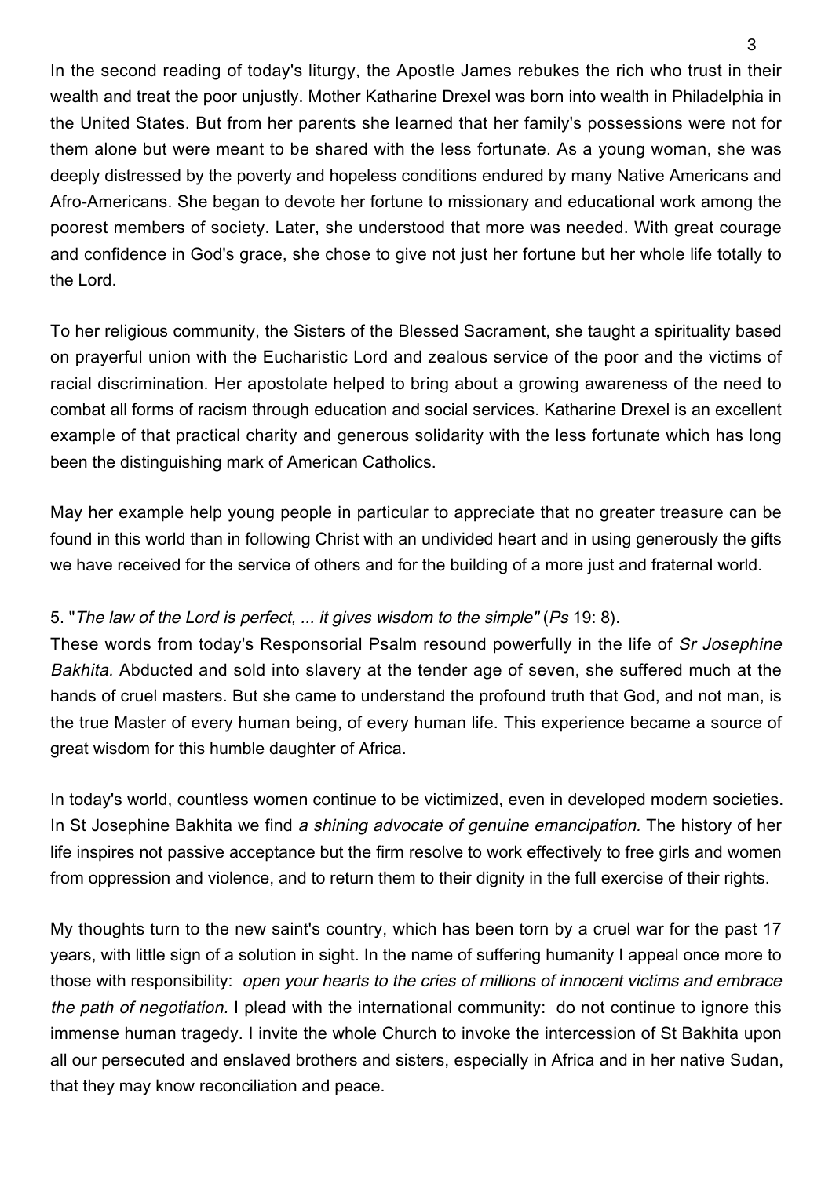In the second reading of today's liturgy, the Apostle James rebukes the rich who trust in their wealth and treat the poor unjustly. Mother Katharine Drexel was born into wealth in Philadelphia in the United States. But from her parents she learned that her family's possessions were not for them alone but were meant to be shared with the less fortunate. As a young woman, she was deeply distressed by the poverty and hopeless conditions endured by many Native Americans and Afro-Americans. She began to devote her fortune to missionary and educational work among the poorest members of society. Later, she understood that more was needed. With great courage and confidence in God's grace, she chose to give not just her fortune but her whole life totally to the Lord.

To her religious community, the Sisters of the Blessed Sacrament, she taught a spirituality based on prayerful union with the Eucharistic Lord and zealous service of the poor and the victims of racial discrimination. Her apostolate helped to bring about a growing awareness of the need to combat all forms of racism through education and social services. Katharine Drexel is an excellent example of that practical charity and generous solidarity with the less fortunate which has long been the distinguishing mark of American Catholics.

May her example help young people in particular to appreciate that no greater treasure can be found in this world than in following Christ with an undivided heart and in using generously the gifts we have received for the service of others and for the building of a more just and fraternal world.

5. "*The law of the Lord is perfect, ... it gives wisdom to the simple*" (*Ps* 19: 8).
These words from today's Responsorial Psalm resound powerfully in the life of *Sr Josephine Bakhita.* Abducted and sold into slavery at the tender age of seven, she suffered much at the hands of cruel masters. But she came to understand the profound truth that God, and not man, is the true Master of every human being, of every human life. This experience became a source of great wisdom for this humble daughter of Africa.

In today's world, countless women continue to be victimized, even in developed modern societies. In St Josephine Bakhita we find *a shining advocate of genuine emancipation.* The history of her life inspires not passive acceptance but the firm resolve to work effectively to free girls and women from oppression and violence, and to return them to their dignity in the full exercise of their rights.

My thoughts turn to the new saint's country, which has been torn by a cruel war for the past 17 years, with little sign of a solution in sight. In the name of suffering humanity I appeal once more to those with responsibility: *open your hearts to the cries of millions of innocent victims and embrace the path of negotiation.* I plead with the international community: do not continue to ignore this immense human tragedy. I invite the whole Church to invoke the intercession of St Bakhita upon all our persecuted and enslaved brothers and sisters, especially in Africa and in her native Sudan, that they may know reconciliation and peace.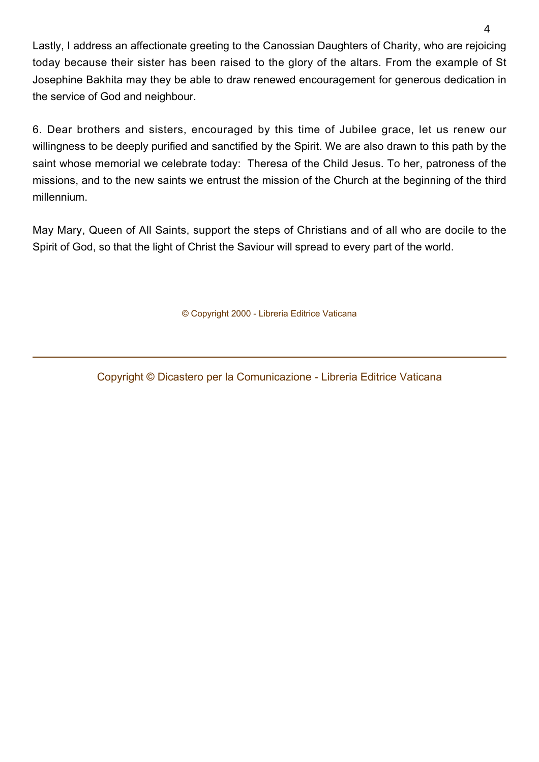Lastly, I address an affectionate greeting to the Canossian Daughters of Charity, who are rejoicing today because their sister has been raised to the glory of the altars. From the example of St Josephine Bakhita may they be able to draw renewed encouragement for generous dedication in the service of God and neighbour.

6. Dear brothers and sisters, encouraged by this time of Jubilee grace, let us renew our willingness to be deeply purified and sanctified by the Spirit. We are also drawn to this path by the saint whose memorial we celebrate today: Theresa of the Child Jesus. To her, patroness of the missions, and to the new saints we entrust the mission of the Church at the beginning of the third millennium.

May Mary, Queen of All Saints, support the steps of Christians and of all who are docile to the Spirit of God, so that the light of Christ the Saviour will spread to every part of the world.

© Copyright 2000 - Libreria Editrice Vaticana

---

Copyright © Dicastero per la Comunicazione - Libreria Editrice Vaticana